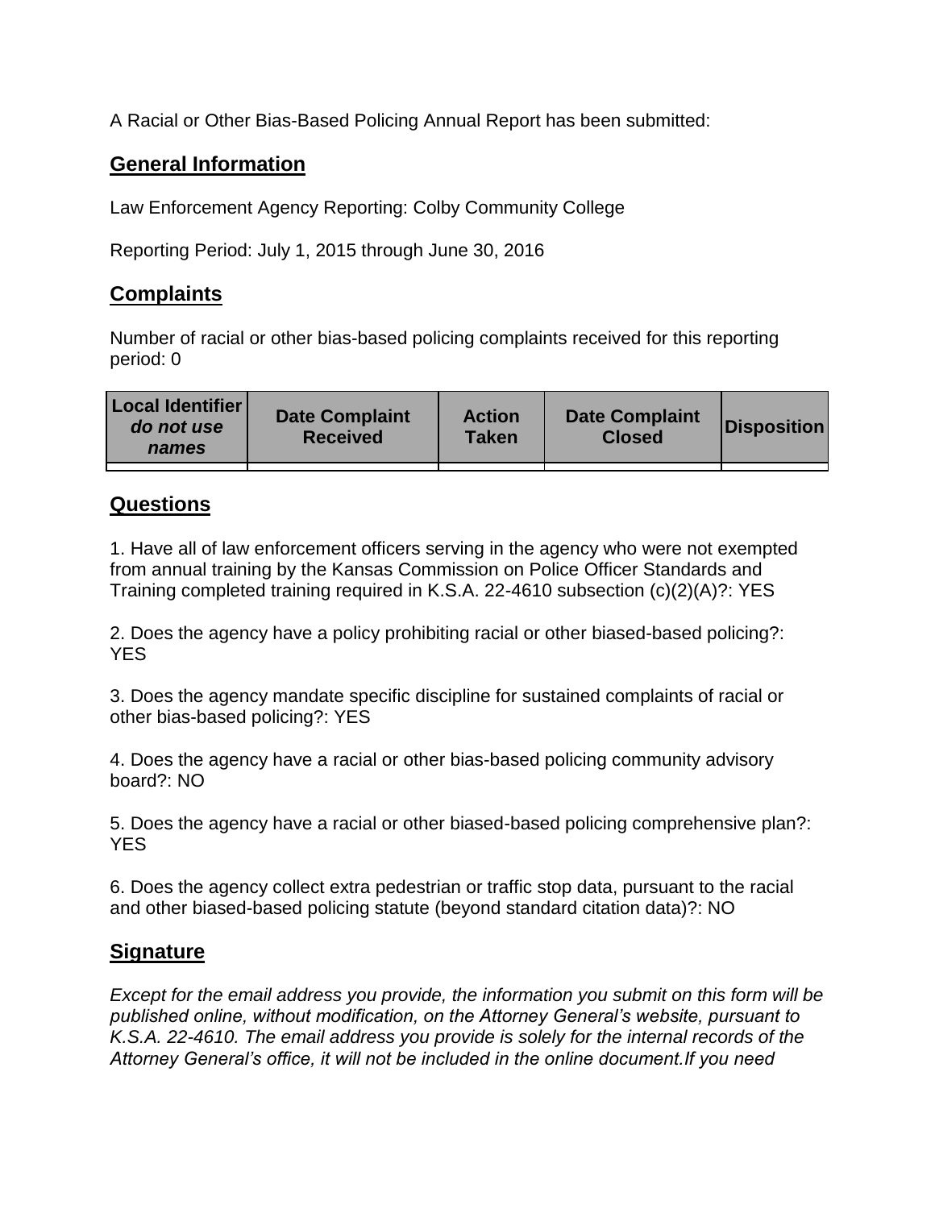A Racial or Other Bias-Based Policing Annual Report has been submitted:

## General Information

Law Enforcement Agency Reporting: Colby Community College

Reporting Period: July 1, 2015 through June 30, 2016

## Complaints

Number of racial or other bias-based policing complaints received for this reporting period: 0

| Local Identifier *do not use names* | Date Complaint Received | Action Taken | Date Complaint Closed | Disposition |
|---|---|---|---|---|
| | | | | |

## Questions

1. Have all of law enforcement officers serving in the agency who were not exempted from annual training by the Kansas Commission on Police Officer Standards and Training completed training required in K.S.A. 22-4610 subsection (c)(2)(A)?: YES

2. Does the agency have a policy prohibiting racial or other biased-based policing?: YES

3. Does the agency mandate specific discipline for sustained complaints of racial or other bias-based policing?: YES

4. Does the agency have a racial or other bias-based policing community advisory board?: NO

5. Does the agency have a racial or other biased-based policing comprehensive plan?: YES

6. Does the agency collect extra pedestrian or traffic stop data, pursuant to the racial and other biased-based policing statute (beyond standard citation data)?: NO

## Signature

*Except for the email address you provide, the information you submit on this form will be published online, without modification, on the Attorney General's website, pursuant to K.S.A. 22-4610. The email address you provide is solely for the internal records of the Attorney General's office, it will not be included in the online document.If you need*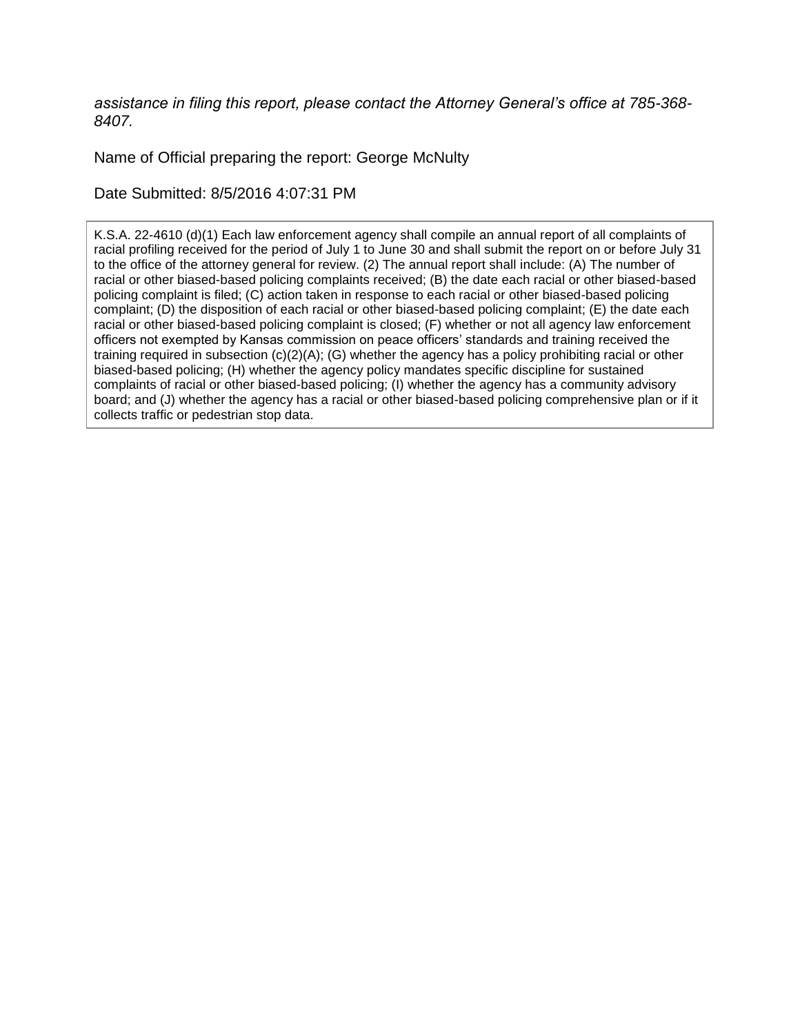*assistance in filing this report, please contact the Attorney General's office at 785-368-8407.*

Name of Official preparing the report: George McNulty

Date Submitted: 8/5/2016 4:07:31 PM

K.S.A. 22-4610 (d)(1) Each law enforcement agency shall compile an annual report of all complaints of racial profiling received for the period of July 1 to June 30 and shall submit the report on or before July 31 to the office of the attorney general for review. (2) The annual report shall include: (A) The number of racial or other biased-based policing complaints received; (B) the date each racial or other biased-based policing complaint is filed; (C) action taken in response to each racial or other biased-based policing complaint; (D) the disposition of each racial or other biased-based policing complaint; (E) the date each racial or other biased-based policing complaint is closed; (F) whether or not all agency law enforcement officers not exempted by Kansas commission on peace officers' standards and training received the training required in subsection (c)(2)(A); (G) whether the agency has a policy prohibiting racial or other biased-based policing; (H) whether the agency policy mandates specific discipline for sustained complaints of racial or other biased-based policing; (I) whether the agency has a community advisory board; and (J) whether the agency has a racial or other biased-based policing comprehensive plan or if it collects traffic or pedestrian stop data.